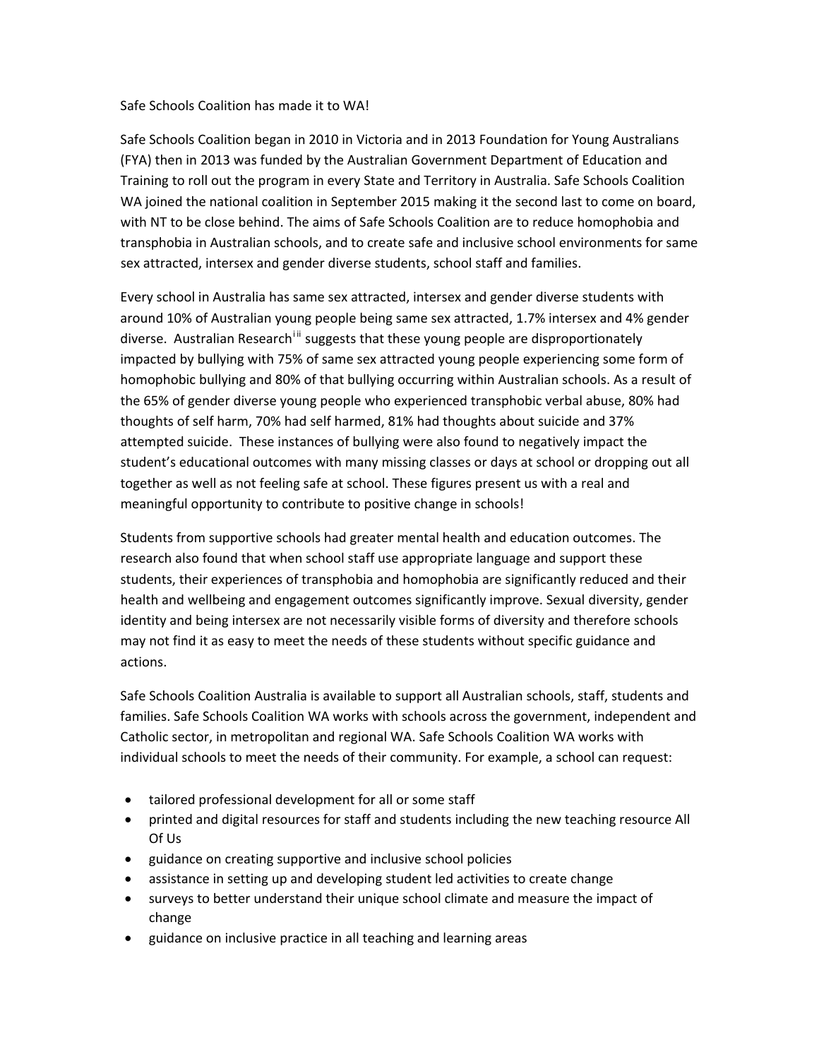Safe Schools Coalition has made it to WA!

Safe Schools Coalition began in 2010 in Victoria and in 2013 Foundation for Young Australians (FYA) then in 2013 was funded by the Australian Government Department of Education and Training to roll out the program in every State and Territory in Australia. Safe Schools Coalition WA joined the national coalition in September 2015 making it the second last to come on board, with NT to be close behind. The aims of Safe Schools Coalition are to reduce homophobia and transphobia in Australian schools, and to create safe and inclusive school environments for same sex attracted, intersex and gender diverse students, school staff and families.

Every school in Australia has same sex attracted, intersex and gender diverse students with around 10% of Australian young people being same sex attracted, 1.7% intersex and 4% gender diverse. Australian Research[i ii] suggests that these young people are disproportionately impacted by bullying with 75% of same sex attracted young people experiencing some form of homophobic bullying and 80% of that bullying occurring within Australian schools. As a result of the 65% of gender diverse young people who experienced transphobic verbal abuse, 80% had thoughts of self harm, 70% had self harmed, 81% had thoughts about suicide and 37% attempted suicide. These instances of bullying were also found to negatively impact the student's educational outcomes with many missing classes or days at school or dropping out all together as well as not feeling safe at school. These figures present us with a real and meaningful opportunity to contribute to positive change in schools!

Students from supportive schools had greater mental health and education outcomes. The research also found that when school staff use appropriate language and support these students, their experiences of transphobia and homophobia are significantly reduced and their health and wellbeing and engagement outcomes significantly improve. Sexual diversity, gender identity and being intersex are not necessarily visible forms of diversity and therefore schools may not find it as easy to meet the needs of these students without specific guidance and actions.

Safe Schools Coalition Australia is available to support all Australian schools, staff, students and families. Safe Schools Coalition WA works with schools across the government, independent and Catholic sector, in metropolitan and regional WA. Safe Schools Coalition WA works with individual schools to meet the needs of their community. For example, a school can request:

- tailored professional development for all or some staff
- printed and digital resources for staff and students including the new teaching resource All Of Us
- guidance on creating supportive and inclusive school policies
- assistance in setting up and developing student led activities to create change
- surveys to better understand their unique school climate and measure the impact of change
- guidance on inclusive practice in all teaching and learning areas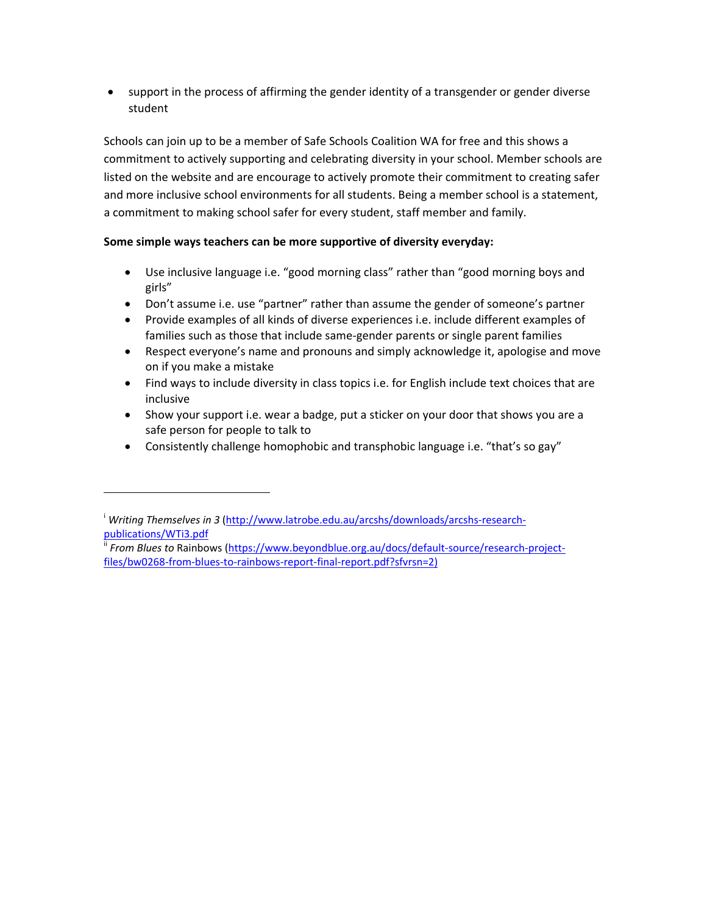- support in the process of affirming the gender identity of a transgender or gender diverse student

Schools can join up to be a member of Safe Schools Coalition WA for free and this shows a commitment to actively supporting and celebrating diversity in your school. Member schools are listed on the website and are encourage to actively promote their commitment to creating safer and more inclusive school environments for all students. Being a member school is a statement, a commitment to making school safer for every student, staff member and family.

**Some simple ways teachers can be more supportive of diversity everyday:**

- Use inclusive language i.e. "good morning class" rather than "good morning boys and girls"
- Don't assume i.e. use "partner" rather than assume the gender of someone's partner
- Provide examples of all kinds of diverse experiences i.e. include different examples of families such as those that include same-gender parents or single parent families
- Respect everyone's name and pronouns and simply acknowledge it, apologise and move on if you make a mistake
- Find ways to include diversity in class topics i.e. for English include text choices that are inclusive
- Show your support i.e. wear a badge, put a sticker on your door that shows you are a safe person for people to talk to
- Consistently challenge homophobic and transphobic language i.e. "that's so gay"

---

[i] *Writing Themselves in 3* (http://www.latrobe.edu.au/arcshs/downloads/arcshs-research-publications/WTi3.pdf

[ii] *From Blues to* Rainbows (https://www.beyondblue.org.au/docs/default-source/research-project-files/bw0268-from-blues-to-rainbows-report-final-report.pdf?sfvrsn=2)